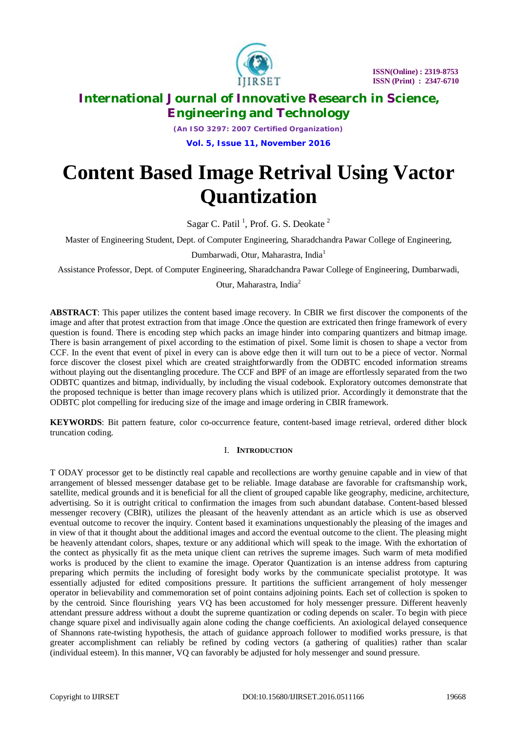# Content Based Image Retrival Using Vactor Quantization

Sagar C. Patil [1], Prof. G. S. Deokate [2]

Master of Engineering Student, Dept. of Computer Engineering, Sharadchandra Pawar College of Engineering, Dumbarwadi, Otur, Maharastra, India[1]

Assistance Professor, Dept. of Computer Engineering, Sharadchandra Pawar College of Engineering, Dumbarwadi, Otur, Maharastra, India[2]

**ABSTRACT**: This paper utilizes the content based image recovery. In CBIR we first discover the components of the image and after that protest extraction from that image .Once the question are extricated then fringe framework of every question is found. There is encoding step which packs an image hinder into comparing quantizers and bitmap image. There is basin arrangement of pixel according to the estimation of pixel. Some limit is chosen to shape a vector from CCF. In the event that event of pixel in every can is above edge then it will turn out to be a piece of vector. Normal force discover the closest pixel which are created straightforwardly from the ODBTC encoded information streams without playing out the disentangling procedure. The CCF and BPF of an image are effortlessly separated from the two ODBTC quantizes and bitmap, individually, by including the visual codebook. Exploratory outcomes demonstrate that the proposed technique is better than image recovery plans which is utilized prior. Accordingly it demonstrate that the ODBTC plot compelling for ireducing size of the image and image ordering in CBIR framework.

**KEYWORDS**: Bit pattern feature, color co-occurrence feature, content-based image retrieval, ordered dither block truncation coding.

## I. INTRODUCTION

T ODAY processor get to be distinctly real capable and recollections are worthy genuine capable and in view of that arrangement of blessed messenger database get to be reliable. Image database are favorable for craftsmanship work, satellite, medical grounds and it is beneficial for all the client of grouped capable like geography, medicine, architecture, advertising. So it is outright critical to confirmation the images from such abundant database. Content-based blessed messenger recovery (CBIR), utilizes the pleasant of the heavenly attendant as an article which is use as observed eventual outcome to recover the inquiry. Content based it examinations unquestionably the pleasing of the images and in view of that it thought about the additional images and accord the eventual outcome to the client. The pleasing might be heavenly attendant colors, shapes, texture or any additional which will speak to the image. With the exhortation of the contect as physically fit as the meta unique client can retrives the supreme images. Such warm of meta modified works is produced by the client to examine the image. Operator Quantization is an intense address from capturing preparing which permits the including of foresight body works by the communicate specialist prototype. It was essentially adjusted for edited compositions pressure. It partitions the sufficient arrangement of holy messenger operator in believability and commemoration set of point contains adjoining points. Each set of collection is spoken to by the centroid. Since flourishing years VQ has been accustomed for holy messenger pressure. Different heavenly attendant pressure address without a doubt the supreme quantization or coding depends on scaler. To begin with piece change square pixel and indivisually again alone coding the change coefficients. An axiological delayed consequence of Shannons rate-twisting hypothesis, the attach of guidance approach follower to modified works pressure, is that greater accomplishment can reliably be refined by coding vectors (a gathering of qualities) rather than scalar (individual esteem). In this manner, VQ can favorably be adjusted for holy messenger and sound pressure.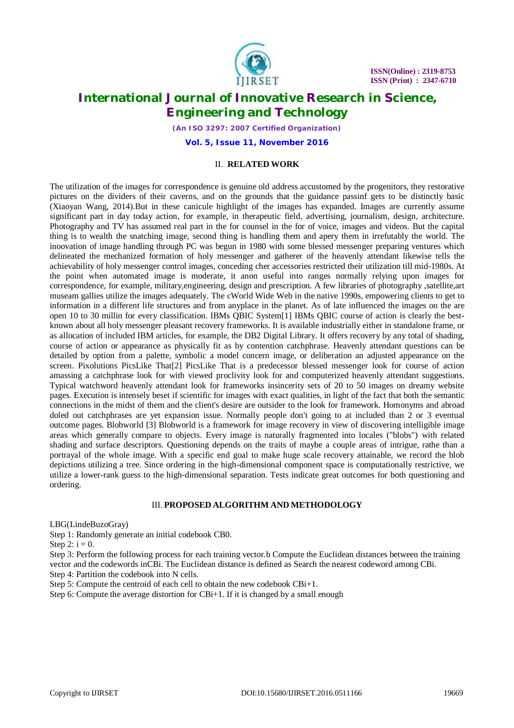## II. RELATED WORK

The utilization of the images for correspondence is genuine old address accustomed by the progenitors, they restorative pictures on the dividers of their caverns, and on the grounds that the guidance passinf gets to be distinctly basic (Xiaoyan Wang, 2014).But in these canicule highlight of the images has expanded. Images are currently assume significant part in day today action, for example, in therapeutic field, advertising, journalism, design, architecture. Photography and TV has assumed real part in the for counsel in the for of voice, images and videos. But the capital thing is to wealth the snatching image, second thing is handling them and apery them in irrefutably the world. The inoovation of image handling through PC was begun in 1980 with some blessed messenger preparing ventures which delineated the mechanized formation of holy messenger and gatherer of the heavenly attendant likewise tells the achievability of holy messenger control images, conceding cher accessories restricted their utilization till mid-1980s. At the point when automated image is moderate, it anon useful into ranges normally relying upon images for correspondence, for example, military,engineering, design and prescription. A few libraries of photography ,satellite,art museam gallies utilize the images adequately. The cWorld Wide Web in the native 1990s, empowering clients to get to information in a different life structures and from anyplace in the planet. As of late influenced the images on the are open 10 to 30 millin for every classification. IBMs QBIC System[1] IBMs QBIC course of action is clearly the best-known about all holy messenger pleasant recovery frameworks. It is available industrially either in standalone frame, or as allocation of included IBM articles, for example, the DB2 Digital Library. It offers recovery by any total of shading, course of action or appearance as physically fit as by contention catchphrase. Heavenly attendant questions can be detailed by option from a palette, symbolic a model concern image, or deliberation an adjusted appearance on the screen. Pixolutions PicsLike That[2] PicsLike That is a predecessor blessed messenger look for course of action amassing a catchphrase look for with viewed proclivity look for and computerized heavenly attendant suggestions. Typical watchword heavenly attendant look for frameworks insincerity sets of 20 to 50 images on dreamy website pages. Execution is intensely beset if scientific for images with exact qualities, in light of the fact that both the semantic connections in the midst of them and the client's desire are outsider to the look for framework. Homonyms and abroad doled out catchphrases are yet expansion issue. Normally people don't going to at included than 2 or 3 eventual outcome pages. Blobworld [3] Blobworld is a framework for image recovery in view of discovering intelligible image areas which generally compare to objects. Every image is naturally fragmented into locales ("blobs") with related shading and surface descriptors. Questioning depends on the traits of maybe a couple areas of intrigue, rathe than a portrayal of the whole image. With a specific end goal to make huge scale recovery attainable, we record the blob depictions utilizing a tree. Since ordering in the high-dimensional component space is computationally restrictive, we utilize a lower-rank guess to the high-dimensional separation. Tests indicate great outcomes for both questioning and ordering.

## III. PROPOSED ALGORITHM AND METHODOLOGY

LBG(LindeBuzoGray)

Step 1: Randomly generate an initial codebook $CB_0$.

Step 2: $i = 0$.

Step 3: Perform the following process for each training vector.b Compute the Euclidean distances between the training vector and the codewords in$CB_i$. The Euclidean distance is defined as Search the nearest codeword among $CB_i$.

Step 4: Partition the codebook into N cells.

Step 5: Compute the centroid of each cell to obtain the new codebook $CB_{i+1}$.

Step 6: Compute the average distortion for $CB_{i+1}$. If it is changed by a small enough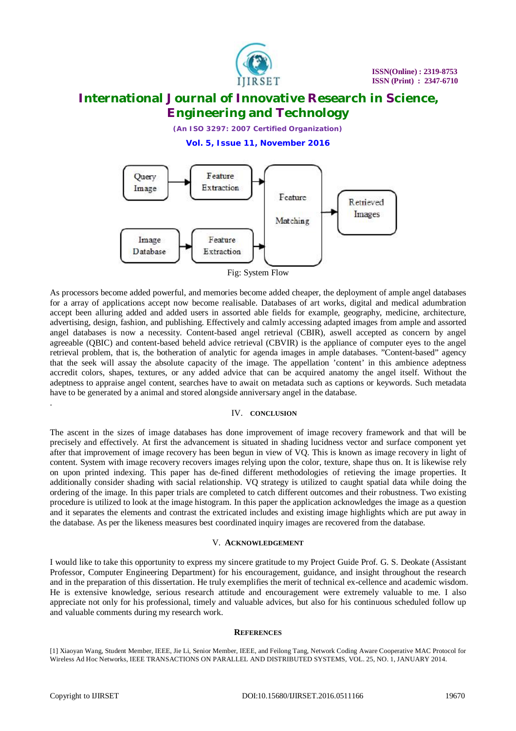Query Image → Feature Extraction → Feature Matching → Retrieved Images

Image Database → Feature Extraction → Feature Matching

Fig: System Flow

As processors become added powerful, and memories become added cheaper, the deployment of ample angel databases for a array of applications accept now become realisable. Databases of art works, digital and medical adumbration accept been alluring added and added users in assorted able fields for example, geography, medicine, architecture, advertising, design, fashion, and publishing. Effectively and calmly accessing adapted images from ample and assorted angel databases is now a necessity. Content-based angel retrieval (CBIR), aswell accepted as concern by angel agreeable (QBIC) and content-based beheld advice retrieval (CBVIR) is the appliance of computer eyes to the angel retrieval problem, that is, the botheration of analytic for agenda images in ample databases. "Content-based" agency that the seek will assay the absolute capacity of the image. The appellation 'content' in this ambience adeptness accredit colors, shapes, textures, or any added advice that can be acquired anatomy the angel itself. Without the adeptness to appraise angel content, searches have to await on metadata such as captions or keywords. Such metadata have to be generated by a animal and stored alongside anniversary angel in the database.

.

## IV. CONCLUSION

The ascent in the sizes of image databases has done improvement of image recovery framework and that will be precisely and effectively. At first the advancement is situated in shading lucidness vector and surface component yet after that improvement of image recovery has been begun in view of VQ. This is known as image recovery in light of content. System with image recovery recovers images relying upon the color, texture, shape thus on. It is likewise rely on upon printed indexing. This paper has de-fined different methodologies of retieving the image properties. It additionally consider shading with sacial relationship. VQ strategy is utilized to caught spatial data while doing the ordering of the image. In this paper trials are completed to catch different outcomes and their robustness. Two existing procedure is utilized to look at the image histogram. In this paper the application acknowledges the image as a question and it separates the elements and contrast the extricated includes and existing image highlights which are put away in the database. As per the likeness measures best coordinated inquiry images are recovered from the database.

## V. ACKNOWLEDGEMENT

I would like to take this opportunity to express my sincere gratitude to my Project Guide Prof. G. S. Deokate (Assistant Professor, Computer Engineering Department) for his encouragement, guidance, and insight throughout the research and in the preparation of this dissertation. He truly exemplifies the merit of technical ex-cellence and academic wisdom. He is extensive knowledge, serious research attitude and encouragement were extremely valuable to me. I also appreciate not only for his professional, timely and valuable advices, but also for his continuous scheduled follow up and valuable comments during my research work.

## REFERENCES

[1] Xiaoyan Wang, Student Member, IEEE, Jie Li, Senior Member, IEEE, and Feilong Tang, Network Coding Aware Cooperative MAC Protocol for Wireless Ad Hoc Networks, IEEE TRANSACTIONS ON PARALLEL AND DISTRIBUTED SYSTEMS, VOL. 25, NO. 1, JANUARY 2014.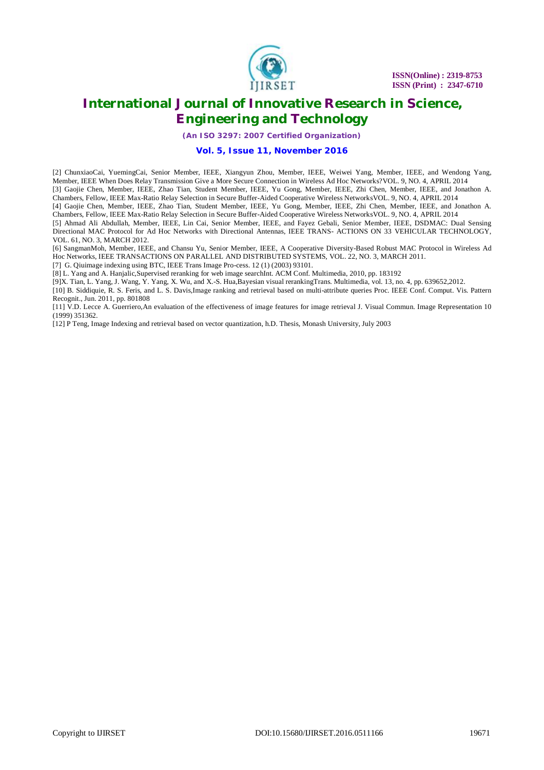[2] ChunxiaoCai, YuemingCai, Senior Member, IEEE, Xiangyun Zhou, Member, IEEE, Weiwei Yang, Member, IEEE, and Wendong Yang, Member, IEEE When Does Relay Transmission Give a More Secure Connection in Wireless Ad Hoc Networks?VOL. 9, NO. 4, APRIL 2014

[3] Gaojie Chen, Member, IEEE, Zhao Tian, Student Member, IEEE, Yu Gong, Member, IEEE, Zhi Chen, Member, IEEE, and Jonathon A. Chambers, Fellow, IEEE Max-Ratio Relay Selection in Secure Buffer-Aided Cooperative Wireless NetworksVOL. 9, NO. 4, APRIL 2014

[4] Gaojie Chen, Member, IEEE, Zhao Tian, Student Member, IEEE, Yu Gong, Member, IEEE, Zhi Chen, Member, IEEE, and Jonathon A. Chambers, Fellow, IEEE Max-Ratio Relay Selection in Secure Buffer-Aided Cooperative Wireless NetworksVOL. 9, NO. 4, APRIL 2014

[5] Ahmad Ali Abdullah, Member, IEEE, Lin Cai, Senior Member, IEEE, and Fayez Gebali, Senior Member, IEEE, DSDMAC: Dual Sensing Directional MAC Protocol for Ad Hoc Networks with Directional Antennas, IEEE TRANS- ACTIONS ON 33 VEHICULAR TECHNOLOGY, VOL. 61, NO. 3, MARCH 2012.

[6] SangmanMoh, Member, IEEE, and Chansu Yu, Senior Member, IEEE, A Cooperative Diversity-Based Robust MAC Protocol in Wireless Ad Hoc Networks, IEEE TRANSACTIONS ON PARALLEL AND DISTRIBUTED SYSTEMS, VOL. 22, NO. 3, MARCH 2011.

[7] G. Qiuimage indexing using BTC, IEEE Trans Image Pro-cess. 12 (1) (2003) 93101.

[8] L. Yang and A. Hanjalic,Supervised reranking for web image searchInt. ACM Conf. Multimedia, 2010, pp. 183192

[9]X. Tian, L. Yang, J. Wang, Y. Yang, X. Wu, and X.-S. Hua,Bayesian visual rerankingTrans. Multimedia, vol. 13, no. 4, pp. 639652,2012.

[10] B. Siddiquie, R. S. Feris, and L. S. Davis,Image ranking and retrieval based on multi-attribute queries Proc. IEEE Conf. Comput. Vis. Pattern Recognit., Jun. 2011, pp. 801808

[11] V.D. Lecce A. Guerriero,An evaluation of the effectiveness of image features for image retrieval J. Visual Commun. Image Representation 10 (1999) 351362.

[12] P Teng, Image Indexing and retrieval based on vector quantization, h.D. Thesis, Monash University, July 2003